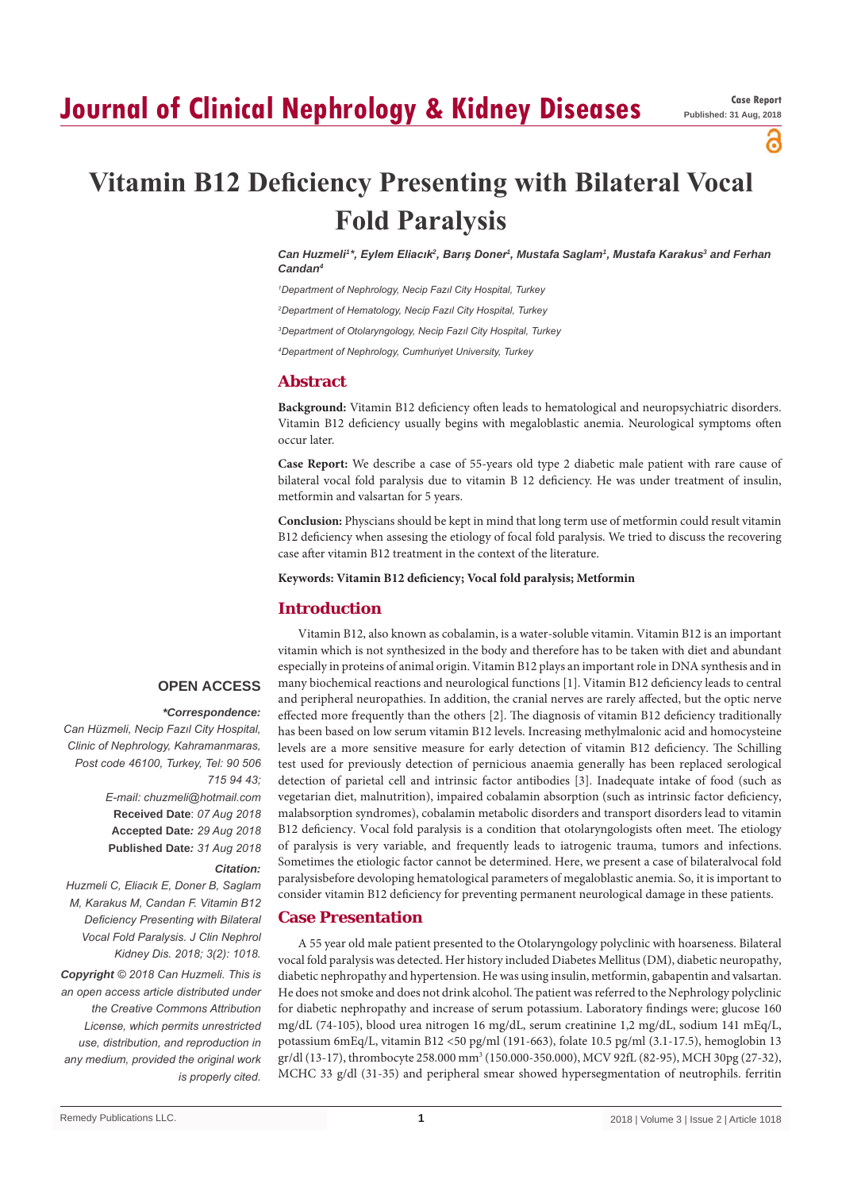# Journal of Clinical Nephrology & Kidney Diseases

**Case Report**
**Published: 31 Aug, 2018**

# Vitamin B12 Deficiency Presenting with Bilateral Vocal Fold Paralysis

*Can Huzmeli[1]\*, Eylem Eliacık[2], Barış Doner[1], Mustafa Saglam[1], Mustafa Karakus[3] and Ferhan Candan[4]*

[1]*Department of Nephrology, Necip Fazıl City Hospital, Turkey*

[2]*Department of Hematology, Necip Fazıl City Hospital, Turkey*

[3]*Department of Otolaryngology, Necip Fazıl City Hospital, Turkey*

[4]*Department of Nephrology, Cumhuriyet University, Turkey*

## Abstract

**Background:** Vitamin B12 deficiency often leads to hematological and neuropsychiatric disorders. Vitamin B12 deficiency usually begins with megaloblastic anemia. Neurological symptoms often occur later.

**Case Report:** We describe a case of 55-years old type 2 diabetic male patient with rare cause of bilateral vocal fold paralysis due to vitamin B 12 deficiency. He was under treatment of insulin, metformin and valsartan for 5 years.

**Conclusion:** Physcians should be kept in mind that long term use of metformin could result vitamin B12 deficiency when assesing the etiology of focal fold paralysis. We tried to discuss the recovering case after vitamin B12 treatment in the context of the literature.

**Keywords: Vitamin B12 deficiency; Vocal fold paralysis; Metformin**

**OPEN ACCESS**

***Correspondence:***

*Can Hüzmeli, Necip Fazıl City Hospital, Clinic of Nephrology, Kahramanmaras, Post code 46100, Turkey, Tel: 90 506 715 94 43;*

*E-mail: chuzmeli@hotmail.com*

**Received Date**: *07 Aug 2018*

**Accepted Date:** *29 Aug 2018*

**Published Date:** *31 Aug 2018*

***Citation:***

*Huzmeli C, Eliacık E, Doner B, Saglam M, Karakus M, Candan F. Vitamin B12 Deficiency Presenting with Bilateral Vocal Fold Paralysis. J Clin Nephrol Kidney Dis. 2018; 3(2): 1018.*

***Copyright** © 2018 Can Huzmeli. This is an open access article distributed under the Creative Commons Attribution License, which permits unrestricted use, distribution, and reproduction in any medium, provided the original work is properly cited.*

## Introduction

Vitamin B12, also known as cobalamin, is a water-soluble vitamin. Vitamin B12 is an important vitamin which is not synthesized in the body and therefore has to be taken with diet and abundant especially in proteins of animal origin. Vitamin B12 plays an important role in DNA synthesis and in many biochemical reactions and neurological functions [1]. Vitamin B12 deficiency leads to central and peripheral neuropathies. In addition, the cranial nerves are rarely affected, but the optic nerve effected more frequently than the others [2]. The diagnosis of vitamin B12 deficiency traditionally has been based on low serum vitamin B12 levels. Increasing methylmalonic acid and homocysteine levels are a more sensitive measure for early detection of vitamin B12 deficiency. The Schilling test used for previously detection of pernicious anaemia generally has been replaced serological detection of parietal cell and intrinsic factor antibodies [3]. Inadequate intake of food (such as vegetarian diet, malnutrition), impaired cobalamin absorption (such as intrinsic factor deficiency, malabsorption syndromes), cobalamin metabolic disorders and transport disorders lead to vitamin B12 deficiency. Vocal fold paralysis is a condition that otolaryngologists often meet. The etiology of paralysis is very variable, and frequently leads to iatrogenic trauma, tumors and infections. Sometimes the etiologic factor cannot be determined. Here, we present a case of bilateralvocal fold paralysisbefore devoloping hematological parameters of megaloblastic anemia. So, it is important to consider vitamin B12 deficiency for preventing permanent neurological damage in these patients.

## Case Presentation

A 55 year old male patient presented to the Otolaryngology polyclinic with hoarseness. Bilateral vocal fold paralysis was detected. Her history included Diabetes Mellitus (DM), diabetic neuropathy, diabetic nephropathy and hypertension. He was using insulin, metformin, gabapentin and valsartan. He does not smoke and does not drink alcohol. The patient was referred to the Nephrology polyclinic for diabetic nephropathy and increase of serum potassium. Laboratory findings were; glucose 160 mg/dL (74-105), blood urea nitrogen 16 mg/dL, serum creatinine 1,2 mg/dL, sodium 141 mEq/L, potassium 6mEq/L, vitamin B12 <50 pg/ml (191-663), folate 10.5 pg/ml (3.1-17.5), hemoglobin 13 gr/dl (13-17), thrombocyte 258.000 mm$^3$ (150.000-350.000), MCV 92fL (82-95), MCH 30pg (27-32), MCHC 33 g/dl (31-35) and peripheral smear showed hypersegmentation of neutrophils. ferritin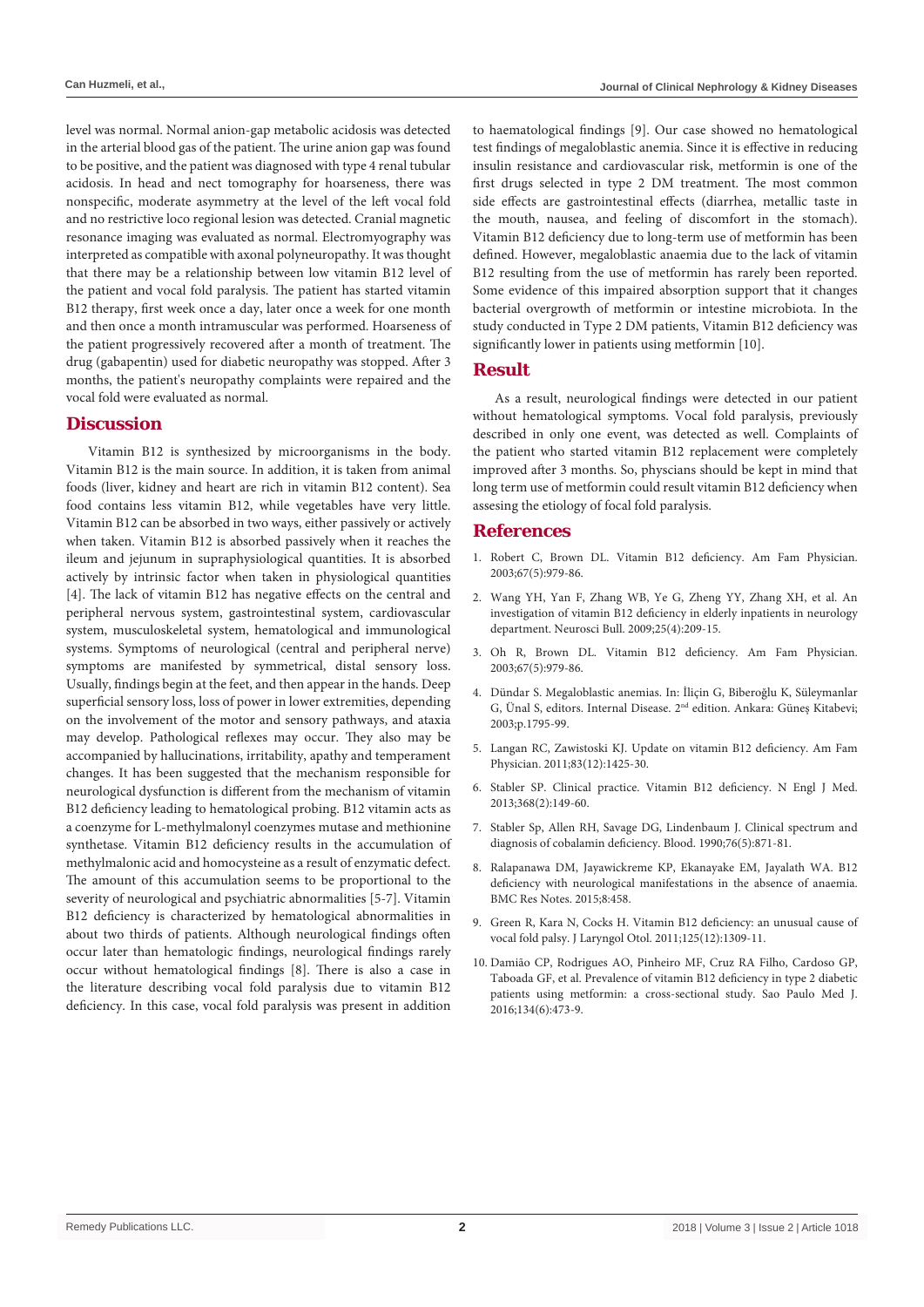level was normal. Normal anion-gap metabolic acidosis was detected in the arterial blood gas of the patient. The urine anion gap was found to be positive, and the patient was diagnosed with type 4 renal tubular acidosis. In head and nect tomography for hoarseness, there was nonspecific, moderate asymmetry at the level of the left vocal fold and no restrictive loco regional lesion was detected. Cranial magnetic resonance imaging was evaluated as normal. Electromyography was interpreted as compatible with axonal polyneuropathy. It was thought that there may be a relationship between low vitamin B12 level of the patient and vocal fold paralysis. The patient has started vitamin B12 therapy, first week once a day, later once a week for one month and then once a month intramuscular was performed. Hoarseness of the patient progressively recovered after a month of treatment. The drug (gabapentin) used for diabetic neuropathy was stopped. After 3 months, the patient's neuropathy complaints were repaired and the vocal fold were evaluated as normal.

## Discussion

Vitamin B12 is synthesized by microorganisms in the body. Vitamin B12 is the main source. In addition, it is taken from animal foods (liver, kidney and heart are rich in vitamin B12 content). Sea food contains less vitamin B12, while vegetables have very little. Vitamin B12 can be absorbed in two ways, either passively or actively when taken. Vitamin B12 is absorbed passively when it reaches the ileum and jejunum in supraphysiological quantities. It is absorbed actively by intrinsic factor when taken in physiological quantities [4]. The lack of vitamin B12 has negative effects on the central and peripheral nervous system, gastrointestinal system, cardiovascular system, musculoskeletal system, hematological and immunological systems. Symptoms of neurological (central and peripheral nerve) symptoms are manifested by symmetrical, distal sensory loss. Usually, findings begin at the feet, and then appear in the hands. Deep superficial sensory loss, loss of power in lower extremities, depending on the involvement of the motor and sensory pathways, and ataxia may develop. Pathological reflexes may occur. They also may be accompanied by hallucinations, irritability, apathy and temperament changes. It has been suggested that the mechanism responsible for neurological dysfunction is different from the mechanism of vitamin B12 deficiency leading to hematological probing. B12 vitamin acts as a coenzyme for L-methylmalonyl coenzymes mutase and methionine synthetase. Vitamin B12 deficiency results in the accumulation of methylmalonic acid and homocysteine as a result of enzymatic defect. The amount of this accumulation seems to be proportional to the severity of neurological and psychiatric abnormalities [5-7]. Vitamin B12 deficiency is characterized by hematological abnormalities in about two thirds of patients. Although neurological findings often occur later than hematologic findings, neurological findings rarely occur without hematological findings [8]. There is also a case in the literature describing vocal fold paralysis due to vitamin B12 deficiency. In this case, vocal fold paralysis was present in addition to haematological findings [9]. Our case showed no hematological test findings of megaloblastic anemia. Since it is effective in reducing insulin resistance and cardiovascular risk, metformin is one of the first drugs selected in type 2 DM treatment. The most common side effects are gastrointestinal effects (diarrhea, metallic taste in the mouth, nausea, and feeling of discomfort in the stomach). Vitamin B12 deficiency due to long-term use of metformin has been defined. However, megaloblastic anaemia due to the lack of vitamin B12 resulting from the use of metformin has rarely been reported. Some evidence of this impaired absorption support that it changes bacterial overgrowth of metformin or intestine microbiota. In the study conducted in Type 2 DM patients, Vitamin B12 deficiency was significantly lower in patients using metformin [10].

## Result

As a result, neurological findings were detected in our patient without hematological symptoms. Vocal fold paralysis, previously described in only one event, was detected as well. Complaints of the patient who started vitamin B12 replacement were completely improved after 3 months. So, physcians should be kept in mind that long term use of metformin could result vitamin B12 deficiency when assesing the etiology of focal fold paralysis.

## References

1. Robert C, Brown DL. Vitamin B12 deficiency. Am Fam Physician. 2003;67(5):979-86.
2. Wang YH, Yan F, Zhang WB, Ye G, Zheng YY, Zhang XH, et al. An investigation of vitamin B12 deficiency in elderly inpatients in neurology department. Neurosci Bull. 2009;25(4):209-15.
3. Oh R, Brown DL. Vitamin B12 deficiency. Am Fam Physician. 2003;67(5):979-86.
4. Dündar S. Megaloblastic anemias. In: İliçin G, Biberoğlu K, Süleymanlar G, Ünal S, editors. Internal Disease. 2nd edition. Ankara: Güneş Kitabevi; 2003;p.1795-99.
5. Langan RC, Zawistoski KJ. Update on vitamin B12 deficiency. Am Fam Physician. 2011;83(12):1425-30.
6. Stabler SP. Clinical practice. Vitamin B12 deficiency. N Engl J Med. 2013;368(2):149-60.
7. Stabler Sp, Allen RH, Savage DG, Lindenbaum J. Clinical spectrum and diagnosis of cobalamin deficiency. Blood. 1990;76(5):871-81.
8. Ralapanawa DM, Jayawickreme KP, Ekanayake EM, Jayalath WA. B12 deficiency with neurological manifestations in the absence of anaemia. BMC Res Notes. 2015;8:458.
9. Green R, Kara N, Cocks H. Vitamin B12 deficiency: an unusual cause of vocal fold palsy. J Laryngol Otol. 2011;125(12):1309-11.
10. Damião CP, Rodrigues AO, Pinheiro MF, Cruz RA Filho, Cardoso GP, Taboada GF, et al. Prevalence of vitamin B12 deficiency in type 2 diabetic patients using metformin: a cross-sectional study. Sao Paulo Med J. 2016;134(6):473-9.